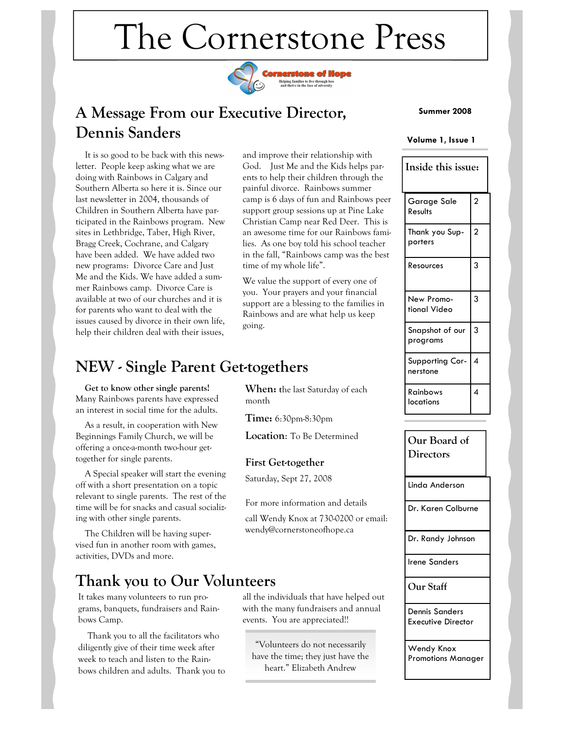# The Cornerstone Press

Cornerstone of Hope
Helping families to live through loss and thrive in the face of adversity

Summer 2008

Volume 1, Issue 1

## A Message From our Executive Director, Dennis Sanders

It is so good to be back with this newsletter. People keep asking what we are doing with Rainbows in Calgary and Southern Alberta so here it is. Since our last newsletter in 2004, thousands of Children in Southern Alberta have participated in the Rainbows program. New sites in Lethbridge, Taber, High River, Bragg Creek, Cochrane, and Calgary have been added. We have added two new programs: Divorce Care and Just Me and the Kids. We have added a summer Rainbows camp. Divorce Care is available at two of our churches and it is for parents who want to deal with the issues caused by divorce in their own life, help their children deal with their issues, and improve their relationship with God. Just Me and the Kids helps parents to help their children through the painful divorce. Rainbows summer camp is 6 days of fun and Rainbows peer support group sessions up at Pine Lake Christian Camp near Red Deer. This is an awesome time for our Rainbows families. As one boy told his school teacher in the fall, "Rainbows camp was the best time of my whole life".

We value the support of every one of you. Your prayers and your financial support are a blessing to the families in Rainbows and are what help us keep going.

## NEW - Single Parent Get-togethers

**Get to know other single parents!** Many Rainbows parents have expressed an interest in social time for the adults.

As a result, in cooperation with New Beginnings Family Church, we will be offering a once-a-month two-hour get-together for single parents.

A Special speaker will start the evening off with a short presentation on a topic relevant to single parents. The rest of the time will be for snacks and casual socializing with other single parents.

The Children will be having supervised fun in another room with games, activities, DVDs and more.

**When:** the last Saturday of each month

**Time:** 6:30pm-8:30pm

**Location**: To Be Determined

### First Get-together

Saturday, Sept 27, 2008

For more information and details

call Wendy Knox at 730-0200 or email: wendy@cornerstoneofhope.ca

## Thank you to Our Volunteers

It takes many volunteers to run programs, banquets, fundraisers and Rainbows Camp.

Thank you to all the facilitators who diligently give of their time week after week to teach and listen to the Rainbows children and adults. Thank you to all the individuals that have helped out with the many fundraisers and annual events. You are appreciated!!

> "Volunteers do not necessarily have the time; they just have the heart." Elizabeth Andrew

### Inside this issue:

| | |
|---|---|
| Garage Sale Results | 2 |
| Thank you Supporters | 2 |
| Resources | 3 |
| New Promotional Video | 3 |
| Snapshot of our programs | 3 |
| Supporting Cornerstone | 4 |
| Rainbows locations | 4 |

### Our Board of Directors

- Linda Anderson
- Dr. Karen Colburne
- Dr. Randy Johnson
- Irene Sanders

### Our Staff

- Dennis Sanders, Executive Director
- Wendy Knox, Promotions Manager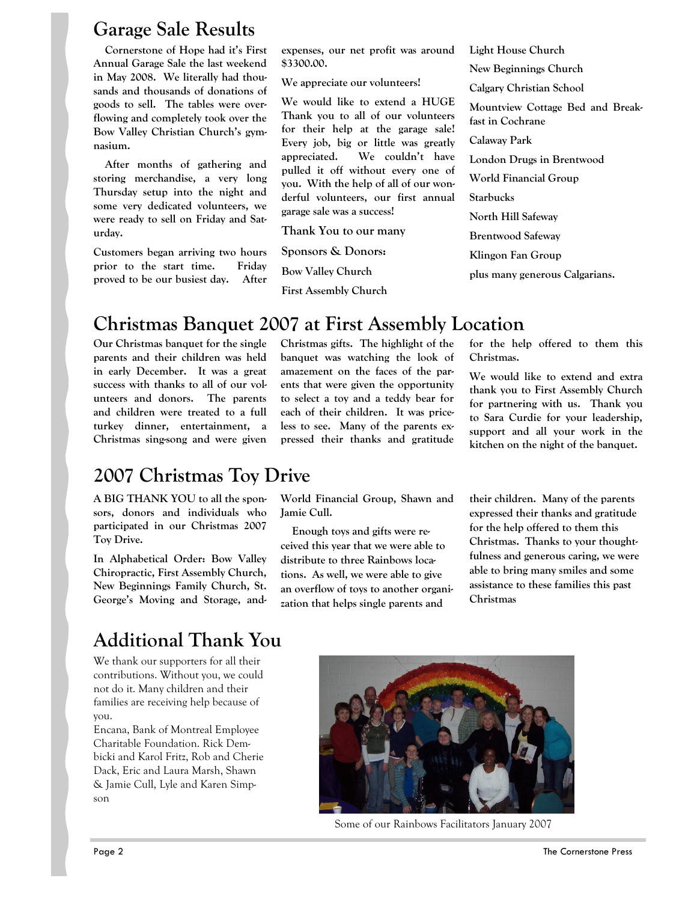## Garage Sale Results

**Cornerstone of Hope had it's First Annual Garage Sale the last weekend in May 2008. We literally had thousands and thousands of donations of goods to sell. The tables were overflowing and completely took over the Bow Valley Christian Church's gymnasium.**

**After months of gathering and storing merchandise, a very long Thursday setup into the night and some very dedicated volunteers, we were ready to sell on Friday and Saturday.**

**Customers began arriving two hours prior to the start time. Friday proved to be our busiest day. After expenses, our net profit was around $3300.00.**

**We appreciate our volunteers!**

**We would like to extend a HUGE Thank you to all of our volunteers for their help at the garage sale! Every job, big or little was greatly appreciated. We couldn't have pulled it off without every one of you. With the help of all of our wonderful volunteers, our first annual garage sale was a success!**

**Thank You to our many Sponsors & Donors:**

**Bow Valley Church**
**First Assembly Church**
**Light House Church**
**New Beginnings Church**
**Calgary Christian School**
**Mountview Cottage Bed and Breakfast in Cochrane**
**Calaway Park**
**London Drugs in Brentwood**
**World Financial Group**
**Starbucks**
**North Hill Safeway**
**Brentwood Safeway**
**Klingon Fan Group**
**plus many generous Calgarians.**

## Christmas Banquet 2007 at First Assembly Location

**Our Christmas banquet for the single parents and their children was held in early December. It was a great success with thanks to all of our volunteers and donors. The parents and children were treated to a full turkey dinner, entertainment, a Christmas sing-song and were given Christmas gifts. The highlight of the banquet was watching the look of amazement on the faces of the parents that were given the opportunity to select a toy and a teddy bear for each of their children. It was priceless to see. Many of the parents expressed their thanks and gratitude for the help offered to them this Christmas.**

**We would like to extend and extra thank you to First Assembly Church for partnering with us. Thank you to Sara Curdie for your leadership, support and all your work in the kitchen on the night of the banquet.**

## 2007 Christmas Toy Drive

**A BIG THANK YOU to all the sponsors, donors and individuals who participated in our Christmas 2007 Toy Drive.**

**In Alphabetical Order: Bow Valley Chiropractic, First Assembly Church, New Beginnings Family Church, St. George's Moving and Storage, and World Financial Group, Shawn and Jamie Cull.**

Enough toys and gifts were received this year that we were able to distribute to three Rainbows locations. As well, we were able to give an overflow of toys to another organization that helps single parents and their children. Many of the parents expressed their thanks and gratitude for the help offered to them this Christmas. Thanks to your thoughtfulness and generous caring, we were able to bring many smiles and some assistance to these families this past Christmas

## Additional Thank You

We thank our supporters for all their contributions. Without you, we could not do it. Many children and their families are receiving help because of you.

Encana, Bank of Montreal Employee Charitable Foundation. Rick Dembicki and Karol Fritz, Rob and Cherie Dack, Eric and Laura Marsh, Shawn & Jamie Cull, Lyle and Karen Simpson

Some of our Rainbows Facilitators January 2007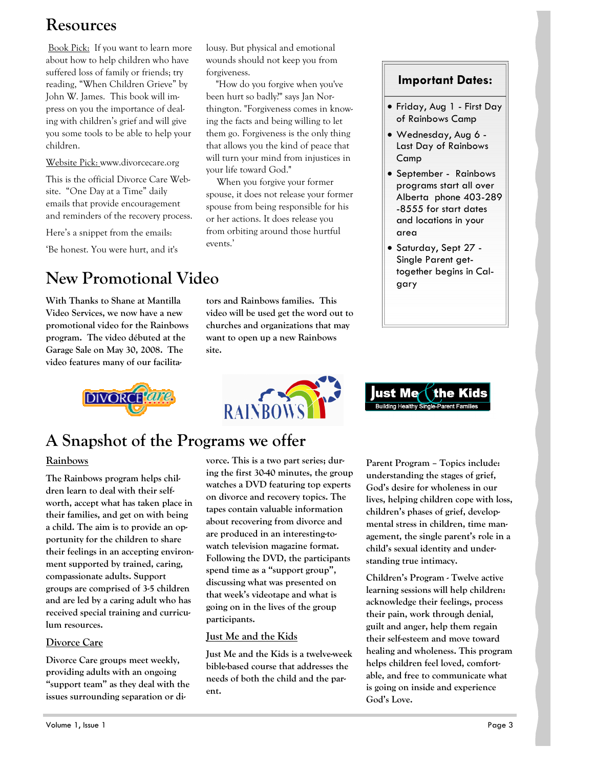# Resources

Book Pick: If you want to learn more about how to help children who have suffered loss of family or friends; try reading, "When Children Grieve" by John W. James. This book will impress on you the importance of dealing with children's grief and will give you some tools to be able to help your children.

Website Pick: www.divorcecare.org

This is the official Divorce Care Website. "One Day at a Time" daily emails that provide encouragement and reminders of the recovery process.

Here's a snippet from the emails:

'Be honest. You were hurt, and it's lousy. But physical and emotional wounds should not keep you from forgiveness.

"How do you forgive when you've been hurt so badly?" says Jan Northington. "Forgiveness comes in knowing the facts and being willing to let them go. Forgiveness is the only thing that allows you the kind of peace that will turn your mind from injustices in your life toward God."

When you forgive your former spouse, it does not release your former spouse from being responsible for his or her actions. It does release you from orbiting around those hurtful events.'

### Important Dates:

- Friday, Aug 1 - First Day of Rainbows Camp
- Wednesday, Aug 6 - Last Day of Rainbows Camp
- September - Rainbows programs start all over Alberta phone 403-289-8555 for start dates and locations in your area
- Saturday, Sept 27 - Single Parent get-together begins in Calgary

# New Promotional Video

**With Thanks to Shane at Mantilla Video Services, we now have a new promotional video for the Rainbows program. The video débuted at the Garage Sale on May 30, 2008. The video features many of our facilitators and Rainbows families. This video will be used get the word out to churches and organizations that may want to open up a new Rainbows site.**

# A Snapshot of the Programs we offer

## Rainbows

**The Rainbows program helps children learn to deal with their self-worth, accept what has taken place in their families, and get on with being a child. The aim is to provide an opportunity for the children to share their feelings in an accepting environment supported by trained, caring, compassionate adults. Support groups are comprised of 3-5 children and are led by a caring adult who has received special training and curriculum resources.**

## Divorce Care

**Divorce Care groups meet weekly, providing adults with an ongoing "support team" as they deal with the issues surrounding separation or divorce. This is a two part series; during the first 30-40 minutes, the group watches a DVD featuring top experts on divorce and recovery topics. The tapes contain valuable information about recovering from divorce and are produced in an interesting-to-watch television magazine format. Following the DVD, the participants spend time as a "support group", discussing what was presented on that week's videotape and what is going on in the lives of the group participants.**

## Just Me and the Kids

**Just Me and the Kids is a twelve-week bible-based course that addresses the needs of both the child and the parent.**

**Parent Program – Topics include: understanding the stages of grief, God's desire for wholeness in our lives, helping children cope with loss, children's phases of grief, developmental stress in children, time management, the single parent's role in a child's sexual identity and understanding true intimacy.**

**Children's Program - Twelve active learning sessions will help children: acknowledge their feelings, process their pain, work through denial, guilt and anger, help them regain their self-esteem and move toward healing and wholeness. This program helps children feel loved, comfortable, and free to communicate what is going on inside and experience God's Love.**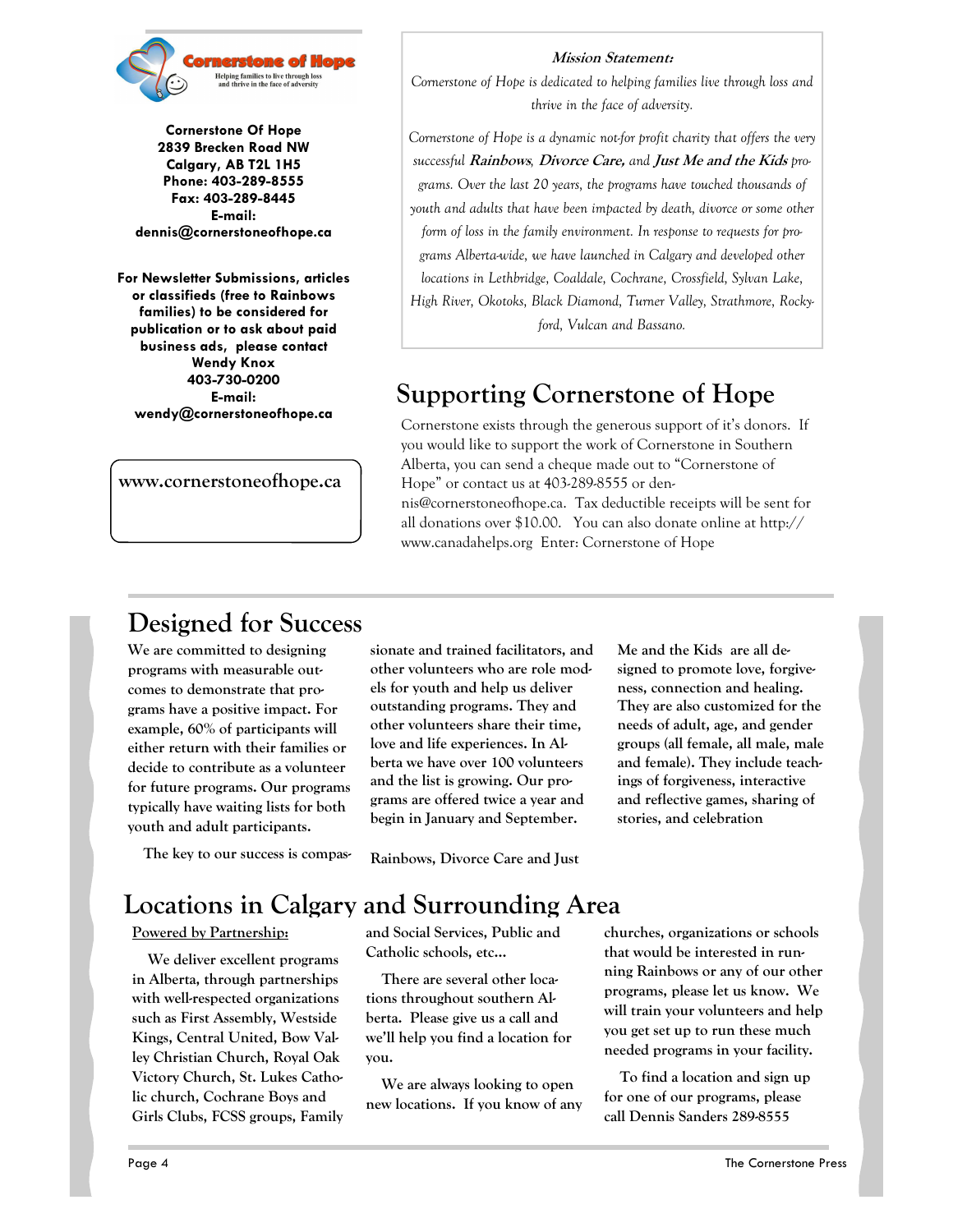Cornerstone of Hope

Helping families to live through loss and thrive in the face of adversity

**Cornerstone Of Hope**
**2839 Brecken Road NW**
**Calgary, AB T2L 1H5**
**Phone: 403-289-8555**
**Fax: 403-289-8445**
**E-mail:**
**dennis@cornerstoneofhope.ca**

**For Newsletter Submissions, articles or classifieds (free to Rainbows families) to be considered for publication or to ask about paid business ads, please contact Wendy Knox**
**403-730-0200**
**E-mail:**
**wendy@cornerstoneofhope.ca**

**www.cornerstoneofhope.ca**

***Mission Statement:***

*Cornerstone of Hope is dedicated to helping families live through loss and thrive in the face of adversity.*

*Cornerstone of Hope is a dynamic not-for profit charity that offers the very successful **Rainbows**, **Divorce Care,** and **Just Me and the Kids** programs. Over the last 20 years, the programs have touched thousands of youth and adults that have been impacted by death, divorce or some other form of loss in the family environment. In response to requests for programs Alberta-wide, we have launched in Calgary and developed other locations in Lethbridge, Coaldale, Cochrane, Crossfield, Sylvan Lake, High River, Okotoks, Black Diamond, Turner Valley, Strathmore, Rockyford, Vulcan and Bassano.*

## Supporting Cornerstone of Hope

Cornerstone exists through the generous support of it's donors. If you would like to support the work of Cornerstone in Southern Alberta, you can send a cheque made out to "Cornerstone of Hope" or contact us at 403-289-8555 or dennis@cornerstoneofhope.ca. Tax deductible receipts will be sent for all donations over $10.00. You can also donate online at http://www.canadahelps.org Enter: Cornerstone of Hope

## Designed for Success

**We are committed to designing programs with measurable outcomes to demonstrate that programs have a positive impact. For example, 60% of participants will either return with their families or decide to contribute as a volunteer for future programs. Our programs typically have waiting lists for both youth and adult participants.**

The key to our success is compassionate and trained facilitators, and other volunteers who are role models for youth and help us deliver outstanding programs. They and other volunteers share their time, love and life experiences. In Alberta we have over 100 volunteers and the list is growing. Our programs are offered twice a year and begin in January and September.

Rainbows, Divorce Care and Just Me and the Kids are all designed to promote love, forgiveness, connection and healing. They are also customized for the needs of adult, age, and gender groups (all female, all male, male and female). They include teachings of forgiveness, interactive and reflective games, sharing of stories, and celebration

## Locations in Calgary and Surrounding Area

Powered by Partnership:

We deliver excellent programs in Alberta, through partnerships with well-respected organizations such as First Assembly, Westside Kings, Central United, Bow Valley Christian Church, Royal Oak Victory Church, St. Lukes Catholic church, Cochrane Boys and Girls Clubs, FCSS groups, Family and Social Services, Public and Catholic schools, etc...

There are several other locations throughout southern Alberta. Please give us a call and we'll help you find a location for you.

We are always looking to open new locations. If you know of any churches, organizations or schools that would be interested in running Rainbows or any of our other programs, please let us know. We will train your volunteers and help you get set up to run these much needed programs in your facility.

To find a location and sign up for one of our programs, please call Dennis Sanders 289-8555